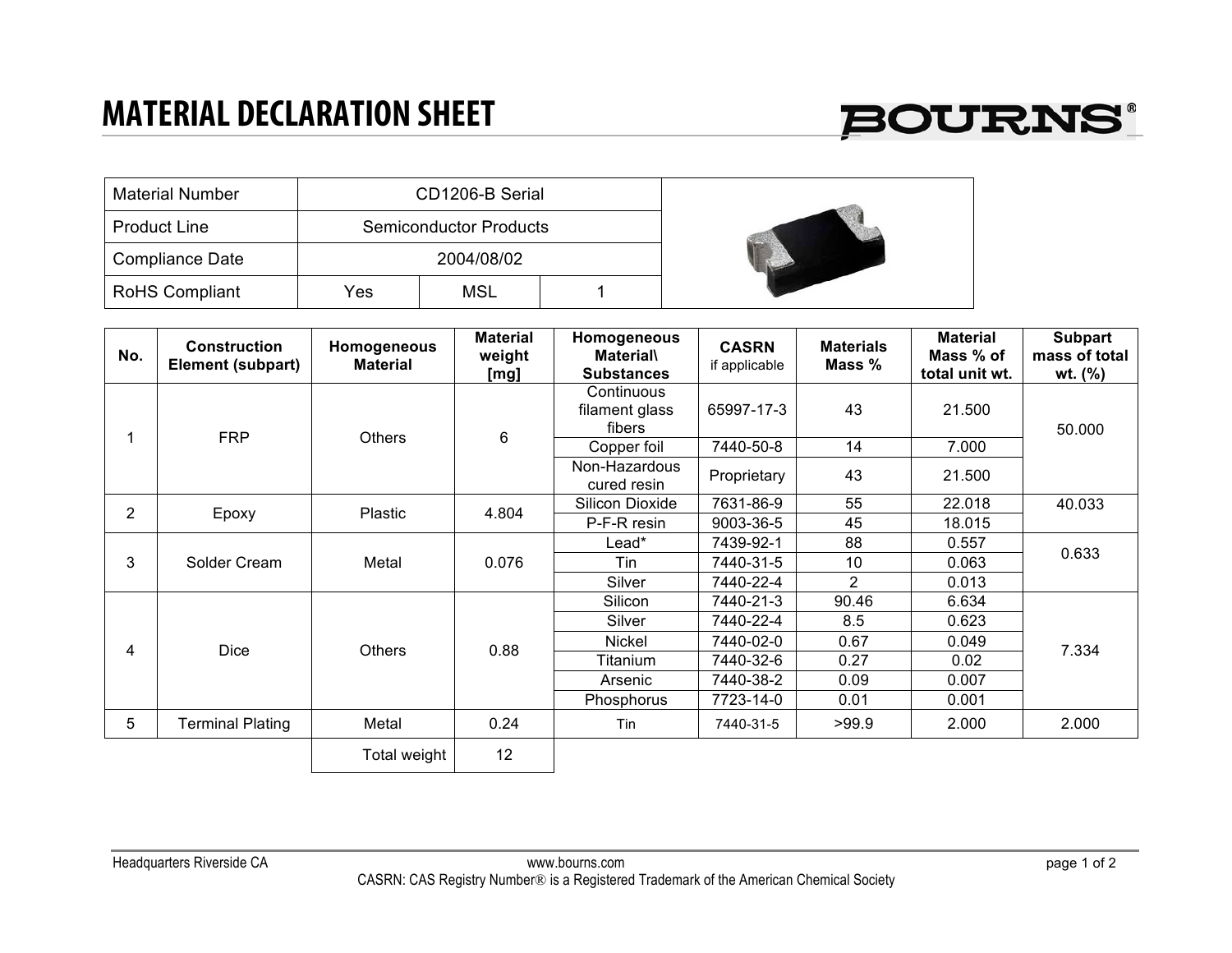# MATERIAL DECLARATION SHEET

BOURNS®

| Material Number | CD1206-B Serial | | |
|---|---|---|---|
| Product Line | Semiconductor Products | | |
| Compliance Date | 2004/08/02 | | |
| RoHS Compliant | Yes | MSL | 1 |

| No. | Construction Element (subpart) | Homogeneous Material | Material weight [mg] | Homogeneous Material\ Substances | CASRN if applicable | Materials Mass % | Material Mass % of total unit wt. | Subpart mass of total wt. (%) |
|---|---|---|---|---|---|---|---|---|
| 1 | FRP | Others | 6 | Continuous filament glass fibers | 65997-17-3 | 43 | 21.500 | 50.000 |
| | | | | Copper foil | 7440-50-8 | 14 | 7.000 | |
| | | | | Non-Hazardous cured resin | Proprietary | 43 | 21.500 | |
| 2 | Epoxy | Plastic | 4.804 | Silicon Dioxide | 7631-86-9 | 55 | 22.018 | 40.033 |
| | | | | P-F-R resin | 9003-36-5 | 45 | 18.015 | |
| 3 | Solder Cream | Metal | 0.076 | Lead* | 7439-92-1 | 88 | 0.557 | 0.633 |
| | | | | Tin | 7440-31-5 | 10 | 0.063 | |
| | | | | Silver | 7440-22-4 | 2 | 0.013 | |
| 4 | Dice | Others | 0.88 | Silicon | 7440-21-3 | 90.46 | 6.634 | 7.334 |
| | | | | Silver | 7440-22-4 | 8.5 | 0.623 | |
| | | | | Nickel | 7440-02-0 | 0.67 | 0.049 | |
| | | | | Titanium | 7440-32-6 | 0.27 | 0.02 | |
| | | | | Arsenic | 7440-38-2 | 0.09 | 0.007 | |
| | | | | Phosphorus | 7723-14-0 | 0.01 | 0.001 | |
| 5 | Terminal Plating | Metal | 0.24 | Tin | 7440-31-5 | >99.9 | 2.000 | 2.000 |
| | | Total weight | 12 | | | | | |

Headquarters Riverside CA

www.bourns.com

CASRN: CAS Registry Number® is a Registered Trademark of the American Chemical Society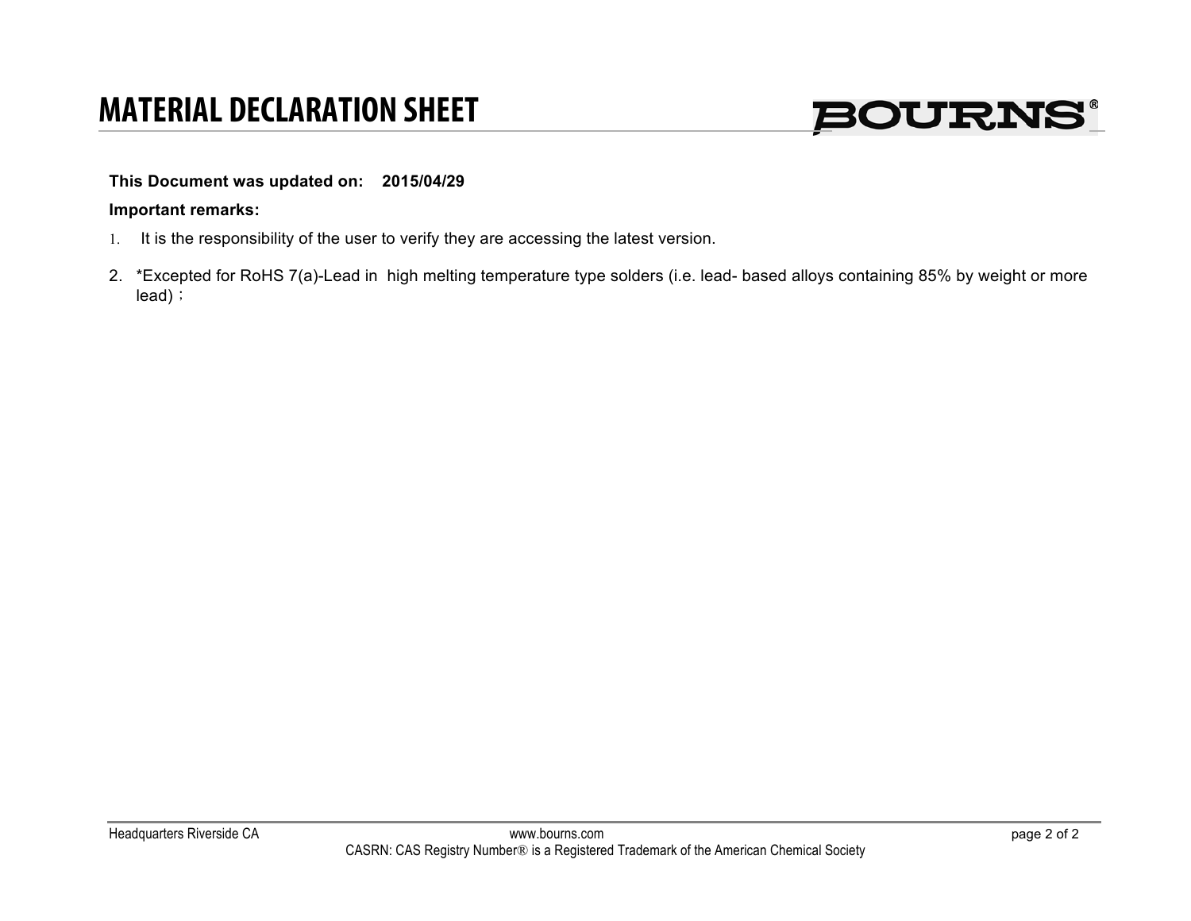# MATERIAL DECLARATION SHEET

**This Document was updated on: 2015/04/29**

**Important remarks:**

1. It is the responsibility of the user to verify they are accessing the latest version.
2. *Excepted for RoHS 7(a)-Lead in high melting temperature type solders (i.e. lead- based alloys containing 85% by weight or more lead)；